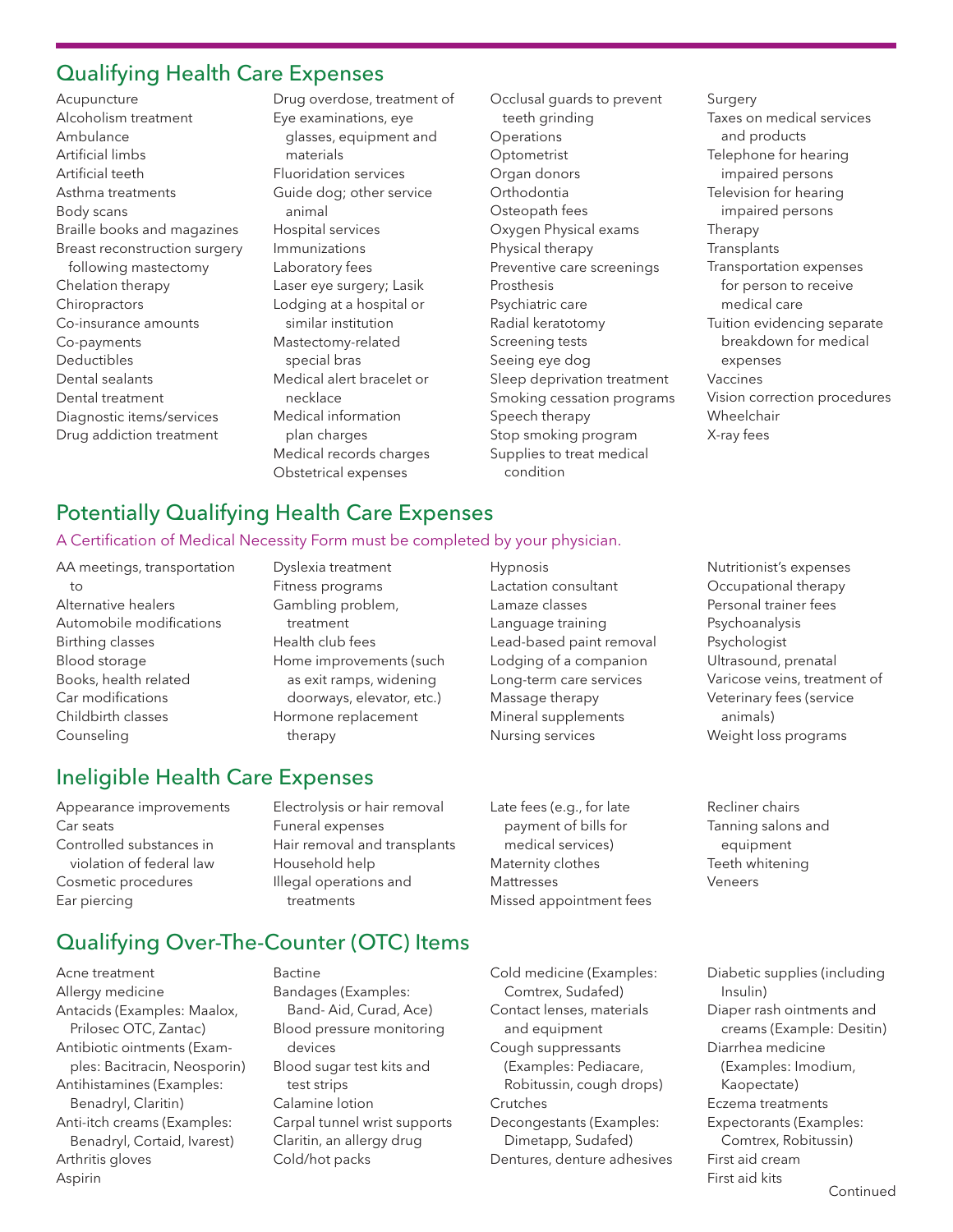## Qualifying Health Care Expenses

- Acupuncture
- Alcoholism treatment
- Ambulance
- Artificial limbs
- Artificial teeth
- Asthma treatments
- Body scans
- Braille books and magazines
- Breast reconstruction surgery following mastectomy
- Chelation therapy
- Chiropractors
- Co-insurance amounts
- Co-payments
- Deductibles
- Dental sealants
- Dental treatment
- Diagnostic items/services
- Drug addiction treatment
- Drug overdose, treatment of
- Eye examinations, eye glasses, equipment and materials
- Fluoridation services
- Guide dog; other service animal
- Hospital services
- Immunizations
- Laboratory fees
- Laser eye surgery; Lasik
- Lodging at a hospital or similar institution
- Mastectomy-related special bras
- Medical alert bracelet or necklace
- Medical information plan charges
- Medical records charges
- Obstetrical expenses
- Occlusal guards to prevent teeth grinding
- Operations
- Optometrist
- Organ donors
- Orthodontia
- Osteopath fees
- Oxygen Physical exams
- Physical therapy
- Preventive care screenings
- Prosthesis
- Psychiatric care
- Radial keratotomy
- Screening tests
- Seeing eye dog
- Sleep deprivation treatment
- Smoking cessation programs
- Speech therapy
- Stop smoking program
- Supplies to treat medical condition
- Surgery
- Taxes on medical services and products
- Telephone for hearing impaired persons
- Television for hearing impaired persons
- Therapy
- Transplants
- Transportation expenses for person to receive medical care
- Tuition evidencing separate breakdown for medical expenses
- Vaccines
- Vision correction procedures
- Wheelchair
- X-ray fees

## Potentially Qualifying Health Care Expenses

A Certification of Medical Necessity Form must be completed by your physician.

- AA meetings, transportation to
- Alternative healers
- Automobile modifications
- Birthing classes
- Blood storage
- Books, health related
- Car modifications
- Childbirth classes
- Counseling
- Dyslexia treatment
- Fitness programs
- Gambling problem, treatment
- Health club fees
- Home improvements (such as exit ramps, widening doorways, elevator, etc.)
- Hormone replacement therapy
- Hypnosis
- Lactation consultant
- Lamaze classes
- Language training
- Lead-based paint removal
- Lodging of a companion
- Long-term care services
- Massage therapy
- Mineral supplements
- Nursing services
- Nutritionist's expenses
- Occupational therapy
- Personal trainer fees
- Psychoanalysis
- Psychologist
- Ultrasound, prenatal
- Varicose veins, treatment of
- Veterinary fees (service animals)
- Weight loss programs

## Ineligible Health Care Expenses

- Appearance improvements
- Car seats
- Controlled substances in violation of federal law
- Cosmetic procedures
- Ear piercing
- Electrolysis or hair removal
- Funeral expenses
- Hair removal and transplants
- Household help
- Illegal operations and treatments
- Late fees (e.g., for late payment of bills for medical services)
- Maternity clothes
- Mattresses
- Missed appointment fees
- Recliner chairs
- Tanning salons and equipment
- Teeth whitening
- Veneers

## Qualifying Over-The-Counter (OTC) Items

- Acne treatment
- Allergy medicine
- Antacids (Examples: Maalox, Prilosec OTC, Zantac)
- Antibiotic ointments (Examples: Bacitracin, Neosporin)
- Antihistamines (Examples: Benadryl, Claritin)
- Anti-itch creams (Examples: Benadryl, Cortaid, Ivarest)
- Arthritis gloves
- Aspirin
- Bactine
- Bandages (Examples: Band- Aid, Curad, Ace)
- Blood pressure monitoring devices
- Blood sugar test kits and test strips
- Calamine lotion
- Carpal tunnel wrist supports
- Claritin, an allergy drug
- Cold/hot packs
- Cold medicine (Examples: Comtrex, Sudafed)
- Contact lenses, materials and equipment
- Cough suppressants (Examples: Pediacare, Robitussin, cough drops)
- Crutches
- Decongestants (Examples: Dimetapp, Sudafed)
- Dentures, denture adhesives
- Diabetic supplies (including Insulin)
- Diaper rash ointments and creams (Example: Desitin)
- Diarrhea medicine (Examples: Imodium, Kaopectate)
- Eczema treatments
- Expectorants (Examples: Comtrex, Robitussin)
- First aid cream
- First aid kits

Continued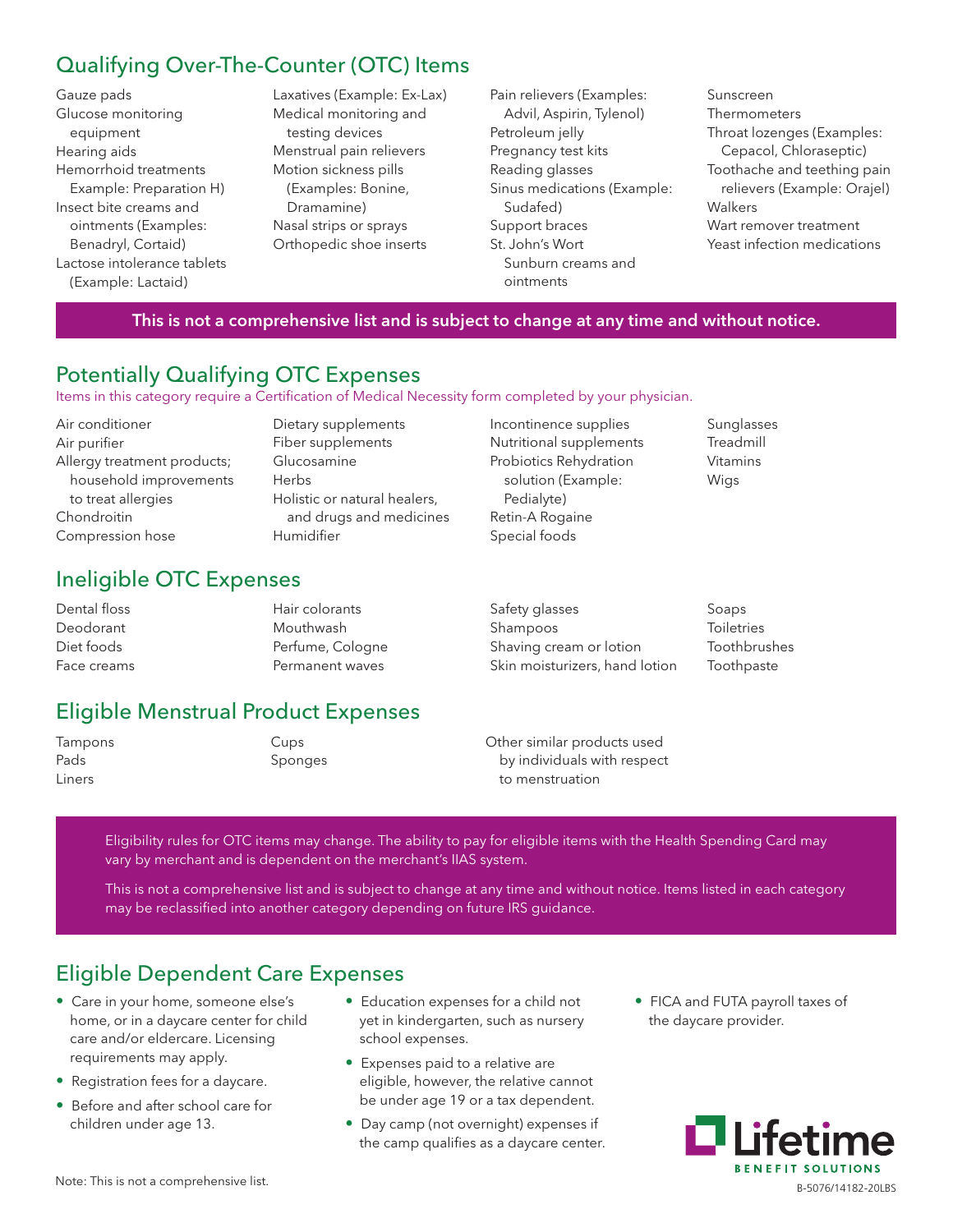## Qualifying Over-The-Counter (OTC) Items

- Gauze pads
- Glucose monitoring equipment
- Hearing aids
- Hemorrhoid treatments Example: Preparation H)
- Insect bite creams and ointments (Examples: Benadryl, Cortaid)
- Lactose intolerance tablets (Example: Lactaid)
- Laxatives (Example: Ex-Lax)
- Medical monitoring and testing devices
- Menstrual pain relievers
- Motion sickness pills (Examples: Bonine, Dramamine)
- Nasal strips or sprays
- Orthopedic shoe inserts
- Pain relievers (Examples: Advil, Aspirin, Tylenol)
- Petroleum jelly
- Pregnancy test kits
- Reading glasses
- Sinus medications (Example: Sudafed)
- Support braces
- St. John's Wort Sunburn creams and ointments
- Sunscreen
- Thermometers
- Throat lozenges (Examples: Cepacol, Chloraseptic)
- Toothache and teething pain relievers (Example: Orajel)
- Walkers
- Wart remover treatment
- Yeast infection medications

**This is not a comprehensive list and is subject to change at any time and without notice.**

## Potentially Qualifying OTC Expenses

Items in this category require a Certification of Medical Necessity form completed by your physician.

- Air conditioner
- Air purifier
- Allergy treatment products; household improvements to treat allergies
- Chondroitin
- Compression hose
- Dietary supplements
- Fiber supplements
- Glucosamine
- Herbs
- Holistic or natural healers, and drugs and medicines
- Humidifier
- Incontinence supplies
- Nutritional supplements
- Probiotics Rehydration solution (Example: Pedialyte)
- Retin-A Rogaine
- Special foods
- Sunglasses
- Treadmill
- Vitamins
- Wigs

## Ineligible OTC Expenses

- Dental floss
- Deodorant
- Diet foods
- Face creams
- Hair colorants
- Mouthwash
- Perfume, Cologne
- Permanent waves
- Safety glasses
- Shampoos
- Shaving cream or lotion
- Skin moisturizers, hand lotion
- Soaps
- Toiletries
- Toothbrushes
- Toothpaste

## Eligible Menstrual Product Expenses

- Tampons
- Pads
- Liners
- Cups
- Sponges
- Other similar products used by individuals with respect to menstruation

Eligibility rules for OTC items may change. The ability to pay for eligible items with the Health Spending Card may vary by merchant and is dependent on the merchant's IIAS system.

This is not a comprehensive list and is subject to change at any time and without notice. Items listed in each category may be reclassified into another category depending on future IRS guidance.

## Eligible Dependent Care Expenses

- Care in your home, someone else's home, or in a daycare center for child care and/or eldercare. Licensing requirements may apply.
- Registration fees for a daycare.
- Before and after school care for children under age 13.
- Education expenses for a child not yet in kindergarten, such as nursery school expenses.
- Expenses paid to a relative are eligible, however, the relative cannot be under age 19 or a tax dependent.
- Day camp (not overnight) expenses if the camp qualifies as a daycare center.
- FICA and FUTA payroll taxes of the daycare provider.

Note: This is not a comprehensive list.

Lifetime BENEFIT SOLUTIONS

B-5076/14182-20LBS